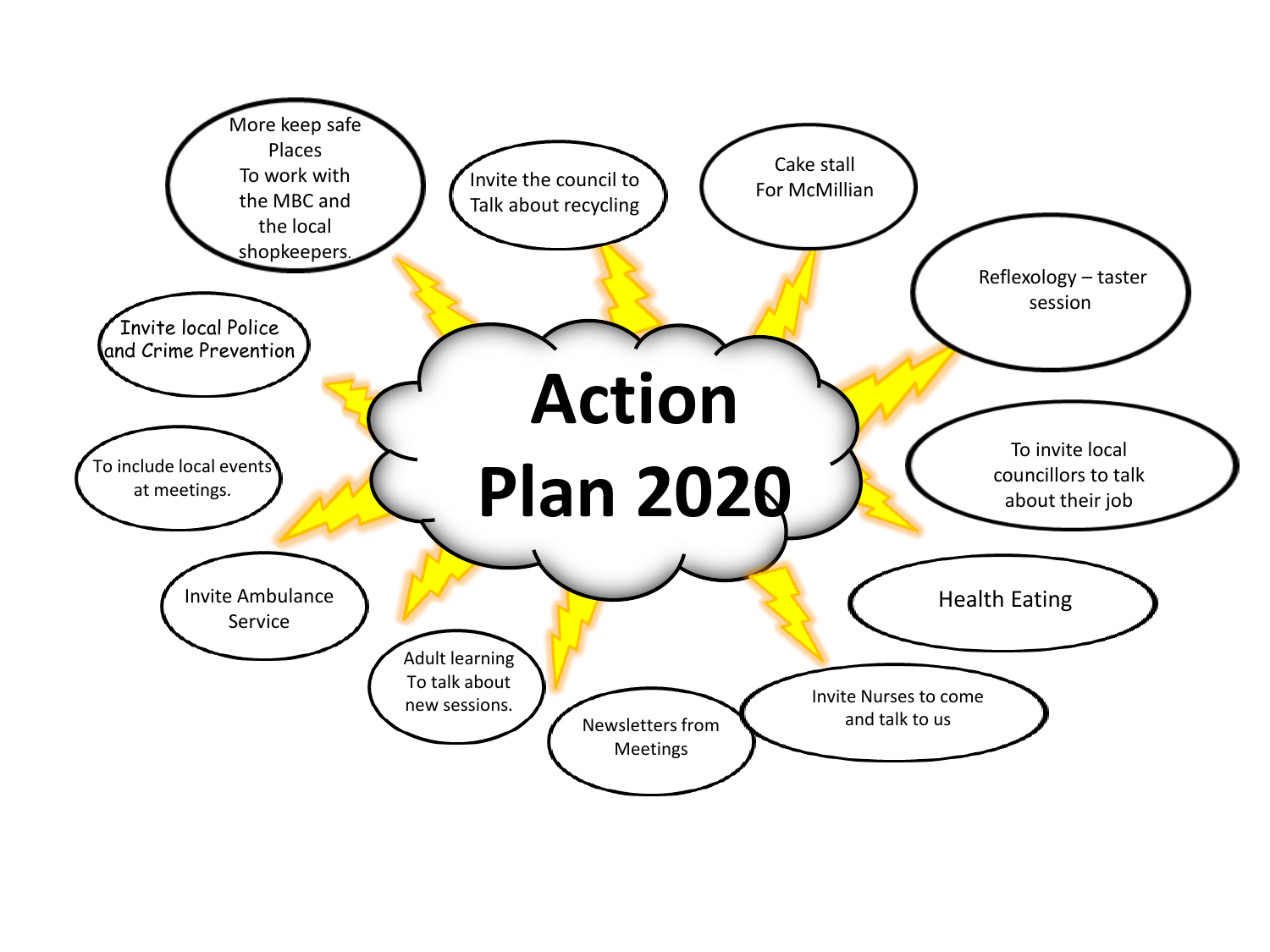# Action Plan 2020

- More keep safe Places To work with the MBC and the local shopkeepers.
- Invite the council to Talk about recycling
- Cake stall For McMillian
- Reflexology – taster session
- To invite local councillors to talk about their job
- Health Eating
- Invite Nurses to come and talk to us
- Newsletters from Meetings
- Adult learning To talk about new sessions.
- Invite Ambulance Service
- To include local events at meetings.
- Invite local Police and Crime Prevention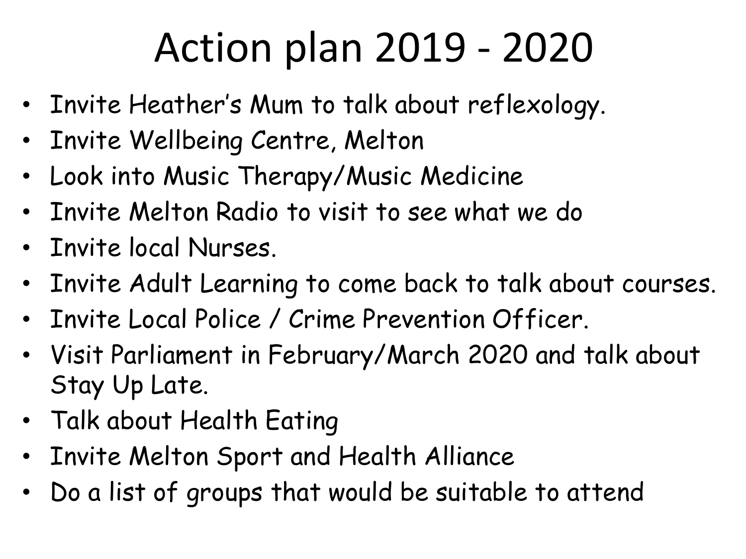# Action plan 2019 - 2020

- Invite Heather's Mum to talk about reflexology.
- Invite Wellbeing Centre, Melton
- Look into Music Therapy/Music Medicine
- Invite Melton Radio to visit to see what we do
- Invite local Nurses.
- Invite Adult Learning to come back to talk about courses.
- Invite Local Police / Crime Prevention Officer.
- Visit Parliament in February/March 2020 and talk about Stay Up Late.
- Talk about Health Eating
- Invite Melton Sport and Health Alliance
- Do a list of groups that would be suitable to attend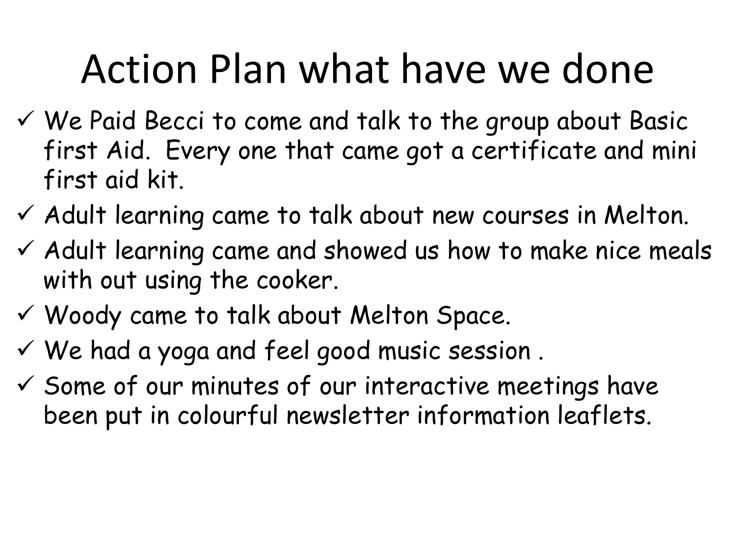# Action Plan what have we done

- ✓ We Paid Becci to come and talk to the group about Basic first Aid. Every one that came got a certificate and mini first aid kit.
- ✓ Adult learning came to talk about new courses in Melton.
- ✓ Adult learning came and showed us how to make nice meals with out using the cooker.
- ✓ Woody came to talk about Melton Space.
- ✓ We had a yoga and feel good music session .
- ✓ Some of our minutes of our interactive meetings have been put in colourful newsletter information leaflets.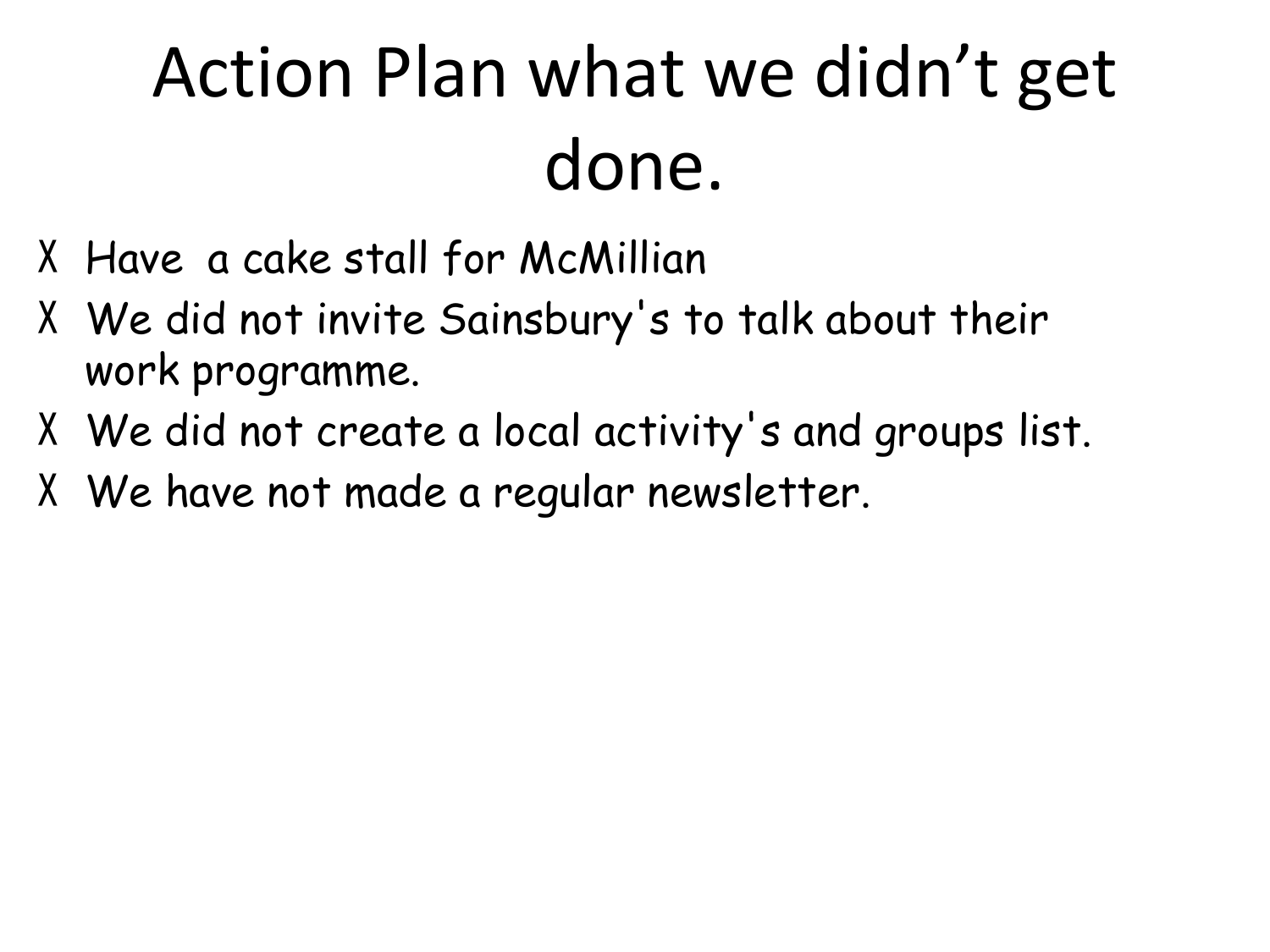# Action Plan what we didn't get done.

- X Have a cake stall for McMillian
- X We did not invite Sainsbury's to talk about their work programme.
- X We did not create a local activity's and groups list.
- X We have not made a regular newsletter.